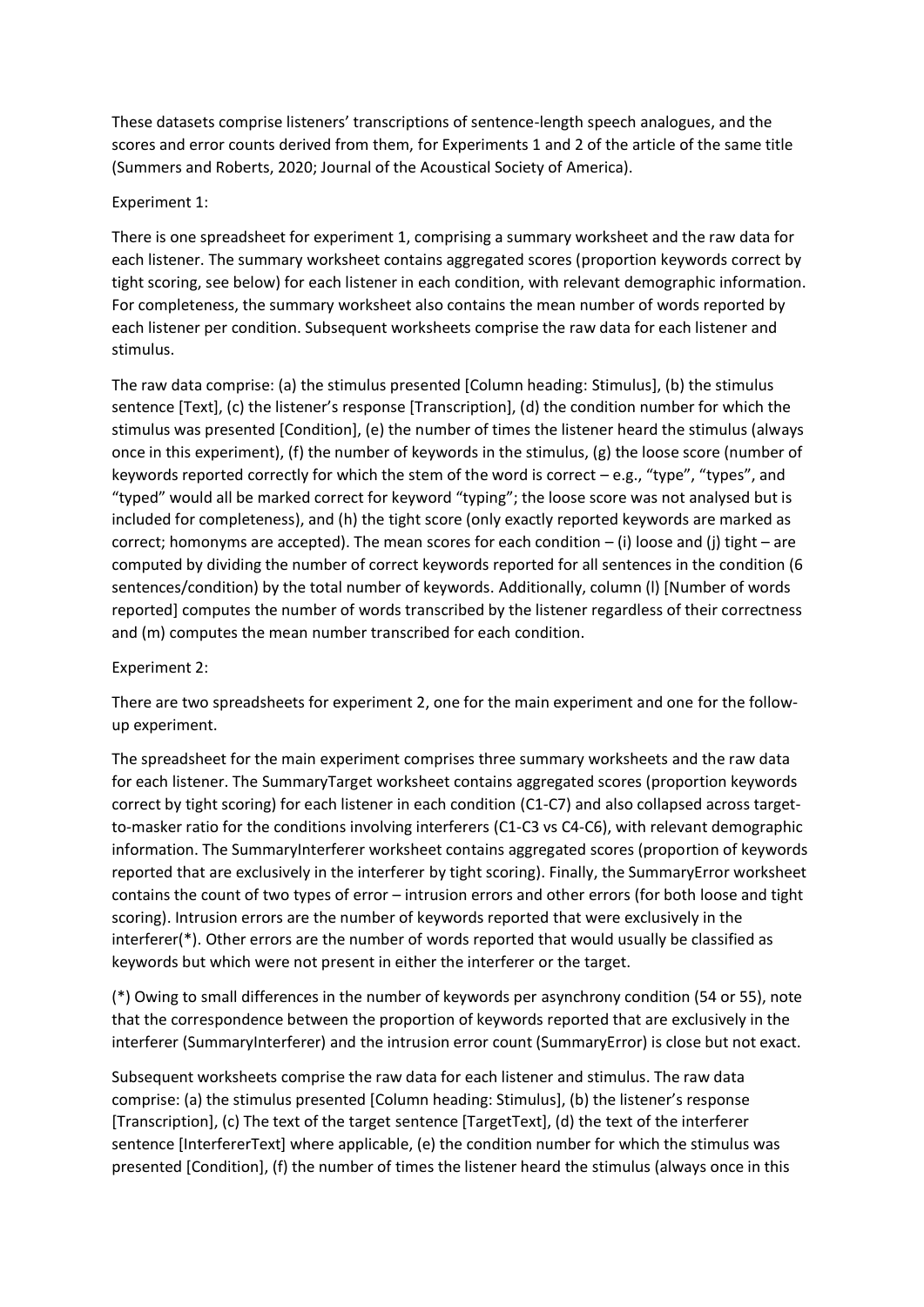These datasets comprise listeners' transcriptions of sentence-length speech analogues, and the scores and error counts derived from them, for Experiments 1 and 2 of the article of the same title (Summers and Roberts, 2020; Journal of the Acoustical Society of America).

Experiment 1:

There is one spreadsheet for experiment 1, comprising a summary worksheet and the raw data for each listener. The summary worksheet contains aggregated scores (proportion keywords correct by tight scoring, see below) for each listener in each condition, with relevant demographic information. For completeness, the summary worksheet also contains the mean number of words reported by each listener per condition. Subsequent worksheets comprise the raw data for each listener and stimulus.

The raw data comprise: (a) the stimulus presented [Column heading: Stimulus], (b) the stimulus sentence [Text], (c) the listener's response [Transcription], (d) the condition number for which the stimulus was presented [Condition], (e) the number of times the listener heard the stimulus (always once in this experiment), (f) the number of keywords in the stimulus, (g) the loose score (number of keywords reported correctly for which the stem of the word is correct – e.g., "type", "types", and "typed" would all be marked correct for keyword "typing"; the loose score was not analysed but is included for completeness), and (h) the tight score (only exactly reported keywords are marked as correct; homonyms are accepted). The mean scores for each condition – (i) loose and (j) tight – are computed by dividing the number of correct keywords reported for all sentences in the condition (6 sentences/condition) by the total number of keywords. Additionally, column (l) [Number of words reported] computes the number of words transcribed by the listener regardless of their correctness and (m) computes the mean number transcribed for each condition.

Experiment 2:

There are two spreadsheets for experiment 2, one for the main experiment and one for the follow-up experiment.

The spreadsheet for the main experiment comprises three summary worksheets and the raw data for each listener. The SummaryTarget worksheet contains aggregated scores (proportion keywords correct by tight scoring) for each listener in each condition (C1-C7) and also collapsed across target-to-masker ratio for the conditions involving interferers (C1-C3 vs C4-C6), with relevant demographic information. The SummaryInterferer worksheet contains aggregated scores (proportion of keywords reported that are exclusively in the interferer by tight scoring). Finally, the SummaryError worksheet contains the count of two types of error – intrusion errors and other errors (for both loose and tight scoring). Intrusion errors are the number of keywords reported that were exclusively in the interferer(*). Other errors are the number of words reported that would usually be classified as keywords but which were not present in either the interferer or the target.

(*) Owing to small differences in the number of keywords per asynchrony condition (54 or 55), note that the correspondence between the proportion of keywords reported that are exclusively in the interferer (SummaryInterferer) and the intrusion error count (SummaryError) is close but not exact.

Subsequent worksheets comprise the raw data for each listener and stimulus. The raw data comprise: (a) the stimulus presented [Column heading: Stimulus], (b) the listener's response [Transcription], (c) The text of the target sentence [TargetText], (d) the text of the interferer sentence [InterfererText] where applicable, (e) the condition number for which the stimulus was presented [Condition], (f) the number of times the listener heard the stimulus (always once in this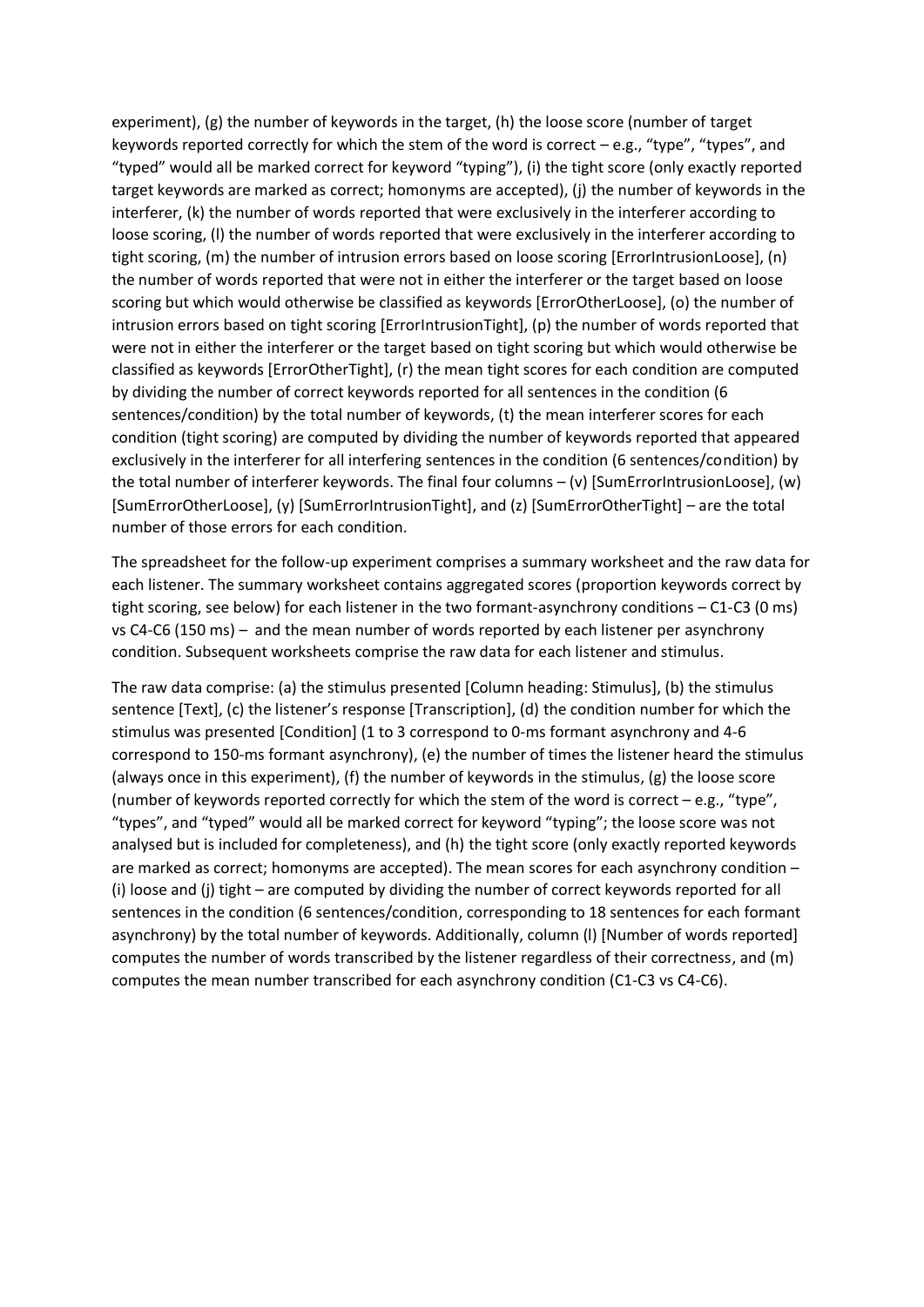experiment), (g) the number of keywords in the target, (h) the loose score (number of target keywords reported correctly for which the stem of the word is correct – e.g., "type", "types", and "typed" would all be marked correct for keyword "typing"), (i) the tight score (only exactly reported target keywords are marked as correct; homonyms are accepted), (j) the number of keywords in the interferer, (k) the number of words reported that were exclusively in the interferer according to loose scoring, (l) the number of words reported that were exclusively in the interferer according to tight scoring, (m) the number of intrusion errors based on loose scoring [ErrorIntrusionLoose], (n) the number of words reported that were not in either the interferer or the target based on loose scoring but which would otherwise be classified as keywords [ErrorOtherLoose], (o) the number of intrusion errors based on tight scoring [ErrorIntrusionTight], (p) the number of words reported that were not in either the interferer or the target based on tight scoring but which would otherwise be classified as keywords [ErrorOtherTight], (r) the mean tight scores for each condition are computed by dividing the number of correct keywords reported for all sentences in the condition (6 sentences/condition) by the total number of keywords, (t) the mean interferer scores for each condition (tight scoring) are computed by dividing the number of keywords reported that appeared exclusively in the interferer for all interfering sentences in the condition (6 sentences/condition) by the total number of interferer keywords. The final four columns – (v) [SumErrorIntrusionLoose], (w) [SumErrorOtherLoose], (y) [SumErrorIntrusionTight], and (z) [SumErrorOtherTight] – are the total number of those errors for each condition.

The spreadsheet for the follow-up experiment comprises a summary worksheet and the raw data for each listener. The summary worksheet contains aggregated scores (proportion keywords correct by tight scoring, see below) for each listener in the two formant-asynchrony conditions – C1-C3 (0 ms) vs C4-C6 (150 ms) – and the mean number of words reported by each listener per asynchrony condition. Subsequent worksheets comprise the raw data for each listener and stimulus.

The raw data comprise: (a) the stimulus presented [Column heading: Stimulus], (b) the stimulus sentence [Text], (c) the listener's response [Transcription], (d) the condition number for which the stimulus was presented [Condition] (1 to 3 correspond to 0-ms formant asynchrony and 4-6 correspond to 150-ms formant asynchrony), (e) the number of times the listener heard the stimulus (always once in this experiment), (f) the number of keywords in the stimulus, (g) the loose score (number of keywords reported correctly for which the stem of the word is correct – e.g., "type", "types", and "typed" would all be marked correct for keyword "typing"; the loose score was not analysed but is included for completeness), and (h) the tight score (only exactly reported keywords are marked as correct; homonyms are accepted). The mean scores for each asynchrony condition – (i) loose and (j) tight – are computed by dividing the number of correct keywords reported for all sentences in the condition (6 sentences/condition, corresponding to 18 sentences for each formant asynchrony) by the total number of keywords. Additionally, column (l) [Number of words reported] computes the number of words transcribed by the listener regardless of their correctness, and (m) computes the mean number transcribed for each asynchrony condition (C1-C3 vs C4-C6).